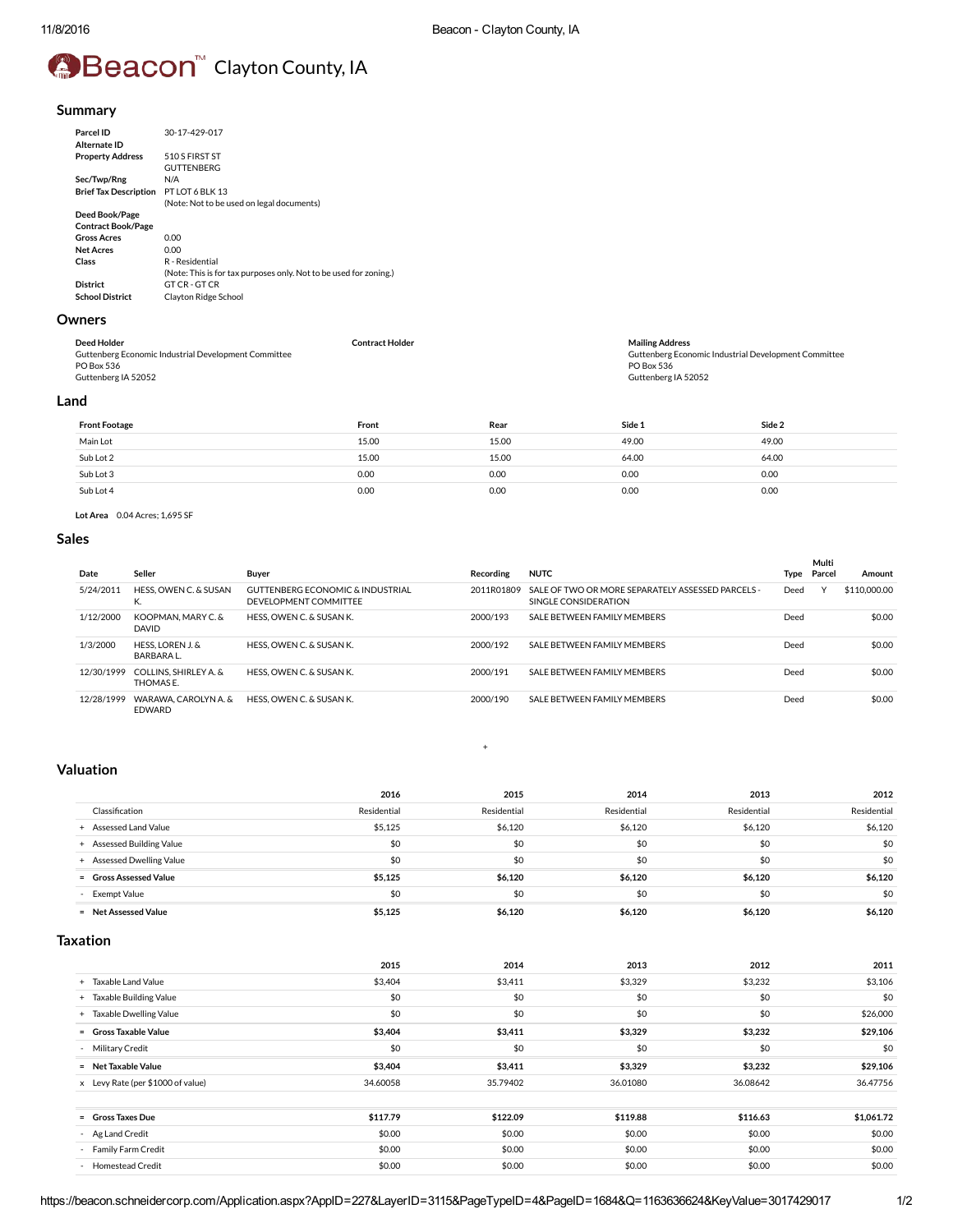# Beacon™ Clayton County, IA

## Summary

| | |
|---|---|
| **Parcel ID** | 30-17-429-017 |
| **Alternate ID** | |
| **Property Address** | 510 S FIRST ST<br>GUTTENBERG |
| **Sec/Twp/Rng** | N/A |
| **Brief Tax Description** | PT LOT 6 BLK 13<br>(Note: Not to be used on legal documents) |
| **Deed Book/Page** | |
| **Contract Book/Page** | |
| **Gross Acres** | 0.00 |
| **Net Acres** | 0.00 |
| **Class** | R - Residential<br>(Note: This is for tax purposes only. Not to be used for zoning.) |
| **District** | GT CR - GT CR |
| **School District** | Clayton Ridge School |

## Owners

**Deed Holder**
Guttenberg Economic Industrial Development Committee
PO Box 536
Guttenberg IA 52052

**Contract Holder**

**Mailing Address**
Guttenberg Economic Industrial Development Committee
PO Box 536
Guttenberg IA 52052

## Land

| Front Footage | Front | Rear | Side 1 | Side 2 |
|---|---|---|---|---|
| Main Lot | 15.00 | 15.00 | 49.00 | 49.00 |
| Sub Lot 2 | 15.00 | 15.00 | 64.00 | 64.00 |
| Sub Lot 3 | 0.00 | 0.00 | 0.00 | 0.00 |
| Sub Lot 4 | 0.00 | 0.00 | 0.00 | 0.00 |

**Lot Area** 0.04 Acres; 1,695 SF

## Sales

| Date | Seller | Buyer | Recording | NUTC | Type | Multi Parcel | Amount |
|---|---|---|---|---|---|---|---|
| 5/24/2011 | HESS, OWEN C. & SUSAN K. | GUTTENBERG ECONOMIC & INDUSTRIAL DEVELOPMENT COMMITTEE | 2011R01809 | SALE OF TWO OR MORE SEPARATELY ASSESSED PARCELS - SINGLE CONSIDERATION | Deed | Y | $110,000.00 |
| 1/12/2000 | KOOPMAN, MARY C. & DAVID | HESS, OWEN C. & SUSAN K. | 2000/193 | SALE BETWEEN FAMILY MEMBERS | Deed | | $0.00 |
| 1/3/2000 | HESS, LOREN J. & BARBARA L. | HESS, OWEN C. & SUSAN K. | 2000/192 | SALE BETWEEN FAMILY MEMBERS | Deed | | $0.00 |
| 12/30/1999 | COLLINS, SHIRLEY A. & THOMAS E. | HESS, OWEN C. & SUSAN K. | 2000/191 | SALE BETWEEN FAMILY MEMBERS | Deed | | $0.00 |
| 12/28/1999 | WARAWA, CAROLYN A. & EDWARD | HESS, OWEN C. & SUSAN K. | 2000/190 | SALE BETWEEN FAMILY MEMBERS | Deed | | $0.00 |

## Valuation

| | 2016 | 2015 | 2014 | 2013 | 2012 |
|---|---|---|---|---|---|
| Classification | Residential | Residential | Residential | Residential | Residential |
| + Assessed Land Value | $5,125 | $6,120 | $6,120 | $6,120 | $6,120 |
| + Assessed Building Value | $0 | $0 | $0 | $0 | $0 |
| + Assessed Dwelling Value | $0 | $0 | $0 | $0 | $0 |
| = **Gross Assessed Value** | **$5,125** | **$6,120** | **$6,120** | **$6,120** | **$6,120** |
| - Exempt Value | $0 | $0 | $0 | $0 | $0 |
| = **Net Assessed Value** | **$5,125** | **$6,120** | **$6,120** | **$6,120** | **$6,120** |

## Taxation

| | 2015 | 2014 | 2013 | 2012 | 2011 |
|---|---|---|---|---|---|
| + Taxable Land Value | $3,404 | $3,411 | $3,329 | $3,232 | $3,106 |
| + Taxable Building Value | $0 | $0 | $0 | $0 | $0 |
| + Taxable Dwelling Value | $0 | $0 | $0 | $0 | $26,000 |
| = **Gross Taxable Value** | **$3,404** | **$3,411** | **$3,329** | **$3,232** | **$29,106** |
| - Military Credit | $0 | $0 | $0 | $0 | $0 |
| = **Net Taxable Value** | **$3,404** | **$3,411** | **$3,329** | **$3,232** | **$29,106** |
| x Levy Rate (per $1000 of value) | 34.60058 | 35.79402 | 36.01080 | 36.08642 | 36.47756 |
| = **Gross Taxes Due** | **$117.79** | **$122.09** | **$119.88** | **$116.63** | **$1,061.72** |
| - Ag Land Credit | $0.00 | $0.00 | $0.00 | $0.00 | $0.00 |
| - Family Farm Credit | $0.00 | $0.00 | $0.00 | $0.00 | $0.00 |
| - Homestead Credit | $0.00 | $0.00 | $0.00 | $0.00 | $0.00 |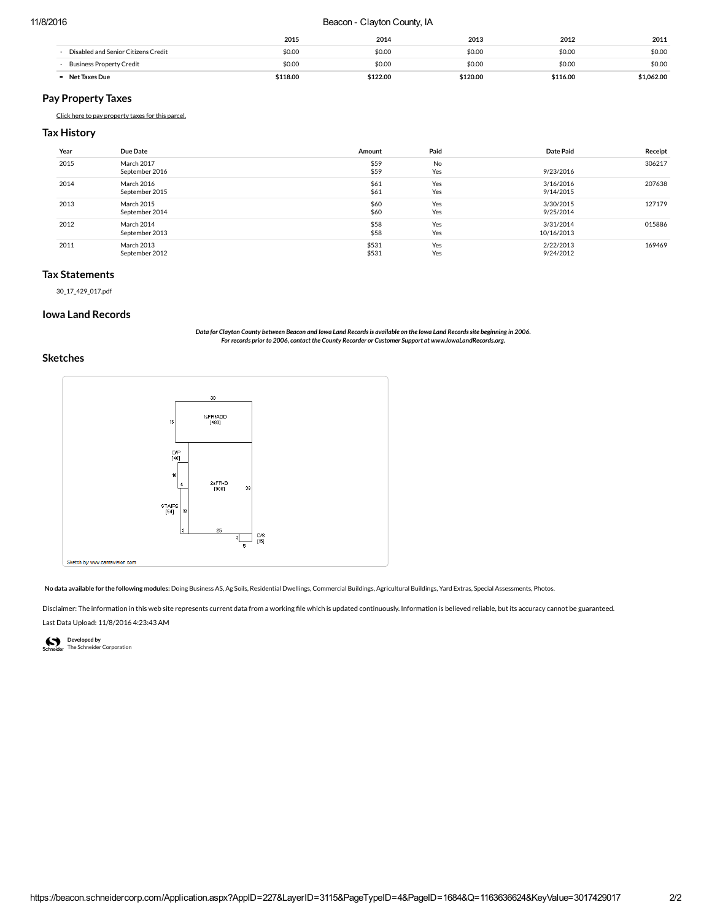| | 2015 | 2014 | 2013 | 2012 | 2011 |
|---|---|---|---|---|---|
| - Disabled and Senior Citizens Credit | $0.00 | $0.00 | $0.00 | $0.00 | $0.00 |
| - Business Property Credit | $0.00 | $0.00 | $0.00 | $0.00 | $0.00 |
| = **Net Taxes Due** | **$118.00** | **$122.00** | **$120.00** | **$116.00** | **$1,062.00** |

## Pay Property Taxes

Click here to pay property taxes for this parcel.

## Tax History

| Year | Due Date | Amount | Paid | Date Paid | Receipt |
|---|---|---|---|---|---|
| 2015 | March 2017<br>September 2016 | $59<br>$59 | No<br>Yes | <br>9/23/2016 | 306217 |
| 2014 | March 2016<br>September 2015 | $61<br>$61 | Yes<br>Yes | 3/16/2016<br>9/14/2015 | 207638 |
| 2013 | March 2015<br>September 2014 | $60<br>$60 | Yes<br>Yes | 3/30/2015<br>9/25/2014 | 127179 |
| 2012 | March 2014<br>September 2013 | $58<br>$58 | Yes<br>Yes | 3/31/2014<br>10/16/2013 | 015886 |
| 2011 | March 2013<br>September 2012 | $531<br>$531 | Yes<br>Yes | 2/22/2013<br>9/24/2012 | 169469 |

## Tax Statements

30_17_429_017.pdf

## Iowa Land Records

***Data for Clayton County between Beacon and Iowa Land Records is available on the Iowa Land Records site beginning in 2006.***
***For records prior to 2006, contact the County Recorder or Customer Support at www.IowaLandRecords.org.***

## Sketches

30
1sFR/ADD
[480]
16
OP
[40]
10
4
2sFR+B
[900]
36
STAIRS
[54]
18
3
25
3
5
OS
[15]

Sketch by www.camavision.com

**No data available for the following modules:** Doing Business AS, Ag Soils, Residential Dwellings, Commercial Buildings, Agricultural Buildings, Yard Extras, Special Assessments, Photos.

Disclaimer: The information in this web site represents current data from a working file which is updated continuously. Information is believed reliable, but its accuracy cannot be guaranteed.

Last Data Upload: 11/8/2016 4:23:43 AM

Developed by
The Schneider Corporation